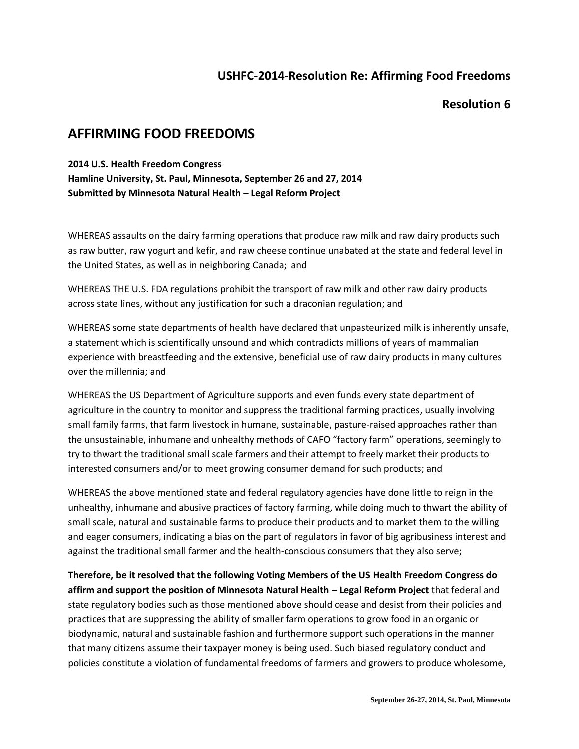**USHFC-2014-Resolution Re: Affirming Food Freedoms**

**Resolution 6**

# AFFIRMING FOOD FREEDOMS

**2014 U.S. Health Freedom Congress**
**Hamline University, St. Paul, Minnesota, September 26 and 27, 2014**
**Submitted by Minnesota Natural Health – Legal Reform Project**

WHEREAS assaults on the dairy farming operations that produce raw milk and raw dairy products such as raw butter, raw yogurt and kefir, and raw cheese continue unabated at the state and federal level in the United States, as well as in neighboring Canada; and

WHEREAS THE U.S. FDA regulations prohibit the transport of raw milk and other raw dairy products across state lines, without any justification for such a draconian regulation; and

WHEREAS some state departments of health have declared that unpasteurized milk is inherently unsafe, a statement which is scientifically unsound and which contradicts millions of years of mammalian experience with breastfeeding and the extensive, beneficial use of raw dairy products in many cultures over the millennia; and

WHEREAS the US Department of Agriculture supports and even funds every state department of agriculture in the country to monitor and suppress the traditional farming practices, usually involving small family farms, that farm livestock in humane, sustainable, pasture-raised approaches rather than the unsustainable, inhumane and unhealthy methods of CAFO "factory farm" operations, seemingly to try to thwart the traditional small scale farmers and their attempt to freely market their products to interested consumers and/or to meet growing consumer demand for such products; and

WHEREAS the above mentioned state and federal regulatory agencies have done little to reign in the unhealthy, inhumane and abusive practices of factory farming, while doing much to thwart the ability of small scale, natural and sustainable farms to produce their products and to market them to the willing and eager consumers, indicating a bias on the part of regulators in favor of big agribusiness interest and against the traditional small farmer and the health-conscious consumers that they also serve;

**Therefore, be it resolved that the following Voting Members of the US Health Freedom Congress do affirm and support the position of Minnesota Natural Health – Legal Reform Project** that federal and state regulatory bodies such as those mentioned above should cease and desist from their policies and practices that are suppressing the ability of smaller farm operations to grow food in an organic or biodynamic, natural and sustainable fashion and furthermore support such operations in the manner that many citizens assume their taxpayer money is being used. Such biased regulatory conduct and policies constitute a violation of fundamental freedoms of farmers and growers to produce wholesome,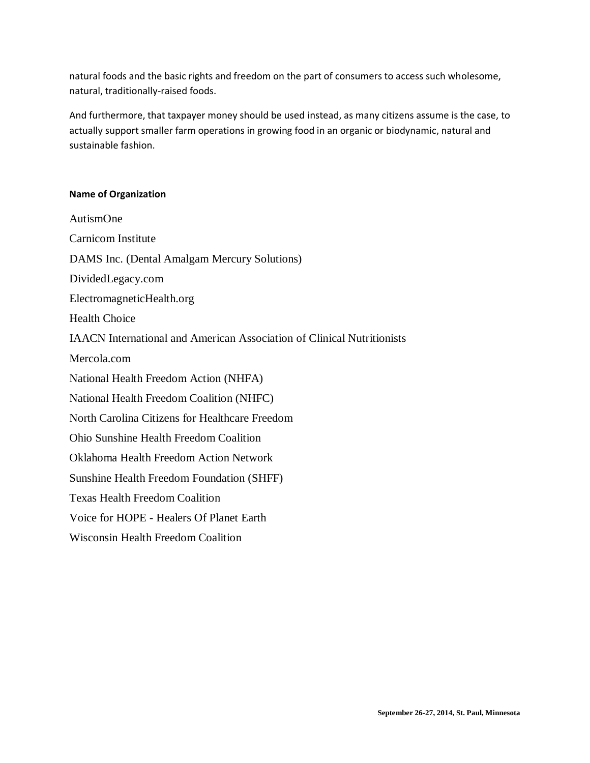natural foods and the basic rights and freedom on the part of consumers to access such wholesome, natural, traditionally-raised foods.

And furthermore, that taxpayer money should be used instead, as many citizens assume is the case, to actually support smaller farm operations in growing food in an organic or biodynamic, natural and sustainable fashion.

**Name of Organization**

AutismOne

Carnicom Institute

DAMS Inc. (Dental Amalgam Mercury Solutions)

DividedLegacy.com

ElectromagneticHealth.org

Health Choice

IAACN International and American Association of Clinical Nutritionists

Mercola.com

National Health Freedom Action (NHFA)

National Health Freedom Coalition (NHFC)

North Carolina Citizens for Healthcare Freedom

Ohio Sunshine Health Freedom Coalition

Oklahoma Health Freedom Action Network

Sunshine Health Freedom Foundation (SHFF)

Texas Health Freedom Coalition

Voice for HOPE - Healers Of Planet Earth

Wisconsin Health Freedom Coalition